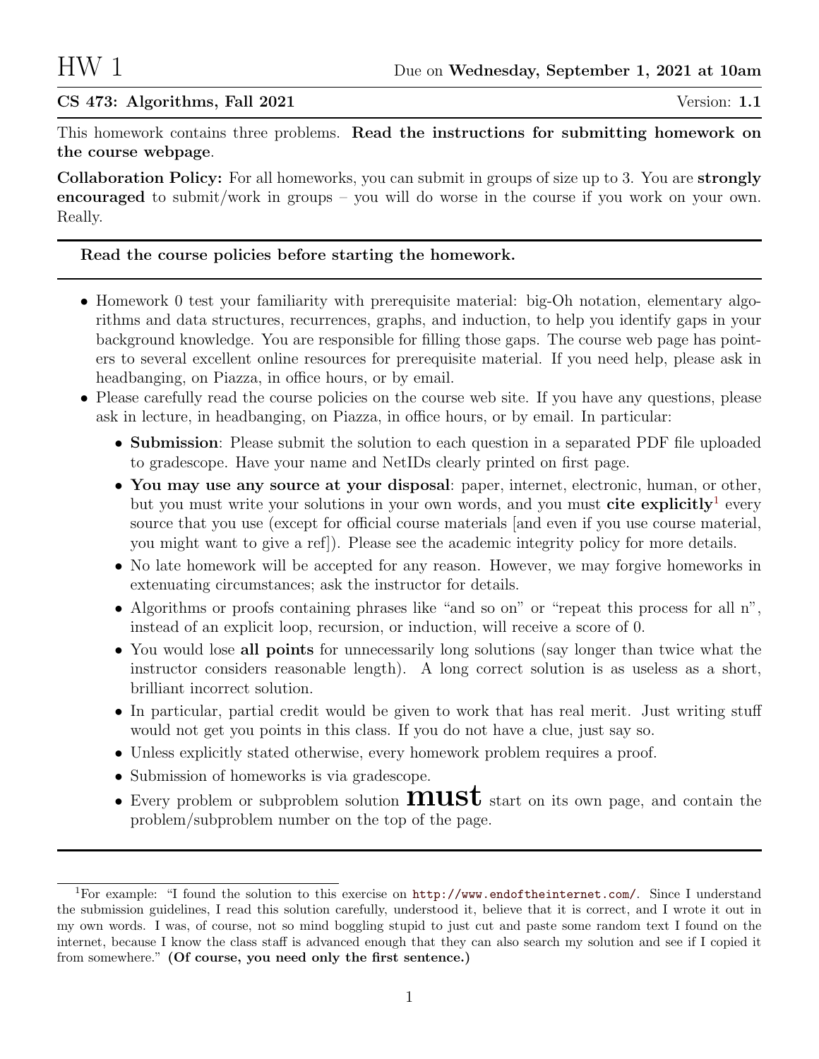# HW 1

Due on **Wednesday, September 1, 2021 at 10am**

**CS 473: Algorithms, Fall 2021** Version: **1.1**

This homework contains three problems. **Read the instructions for submitting homework on the course webpage**.

**Collaboration Policy:** For all homeworks, you can submit in groups of size up to 3. You are **strongly encouraged** to submit/work in groups – you will do worse in the course if you work on your own. Really.

---

**Read the course policies before starting the homework.**

---

- Homework 0 test your familiarity with prerequisite material: big-Oh notation, elementary algorithms and data structures, recurrences, graphs, and induction, to help you identify gaps in your background knowledge. You are responsible for filling those gaps. The course web page has pointers to several excellent online resources for prerequisite material. If you need help, please ask in headbanging, on Piazza, in office hours, or by email.
- Please carefully read the course policies on the course web site. If you have any questions, please ask in lecture, in headbanging, on Piazza, in office hours, or by email. In particular:
  - **Submission**: Please submit the solution to each question in a separated PDF file uploaded to gradescope. Have your name and NetIDs clearly printed on first page.
  - **You may use any source at your disposal**: paper, internet, electronic, human, or other, but you must write your solutions in your own words, and you must **cite explicitly**[1] every source that you use (except for official course materials [and even if you use course material, you might want to give a ref]). Please see the academic integrity policy for more details.
  - No late homework will be accepted for any reason. However, we may forgive homeworks in extenuating circumstances; ask the instructor for details.
  - Algorithms or proofs containing phrases like "and so on" or "repeat this process for all n", instead of an explicit loop, recursion, or induction, will receive a score of 0.
  - You would lose **all points** for unnecessarily long solutions (say longer than twice what the instructor considers reasonable length). A long correct solution is as useless as a short, brilliant incorrect solution.
  - In particular, partial credit would be given to work that has real merit. Just writing stuff would not get you points in this class. If you do not have a clue, just say so.
  - Unless explicitly stated otherwise, every homework problem requires a proof.
  - Submission of homeworks is via gradescope.
  - Every problem or subproblem solution **must** start on its own page, and contain the problem/subproblem number on the top of the page.

---

[1] For example: "I found the solution to this exercise on http://www.endoftheinternet.com/. Since I understand the submission guidelines, I read this solution carefully, understood it, believe that it is correct, and I wrote it out in my own words. I was, of course, not so mind boggling stupid to just cut and paste some random text I found on the internet, because I know the class staff is advanced enough that they can also search my solution and see if I copied it from somewhere." **(Of course, you need only the first sentence.)**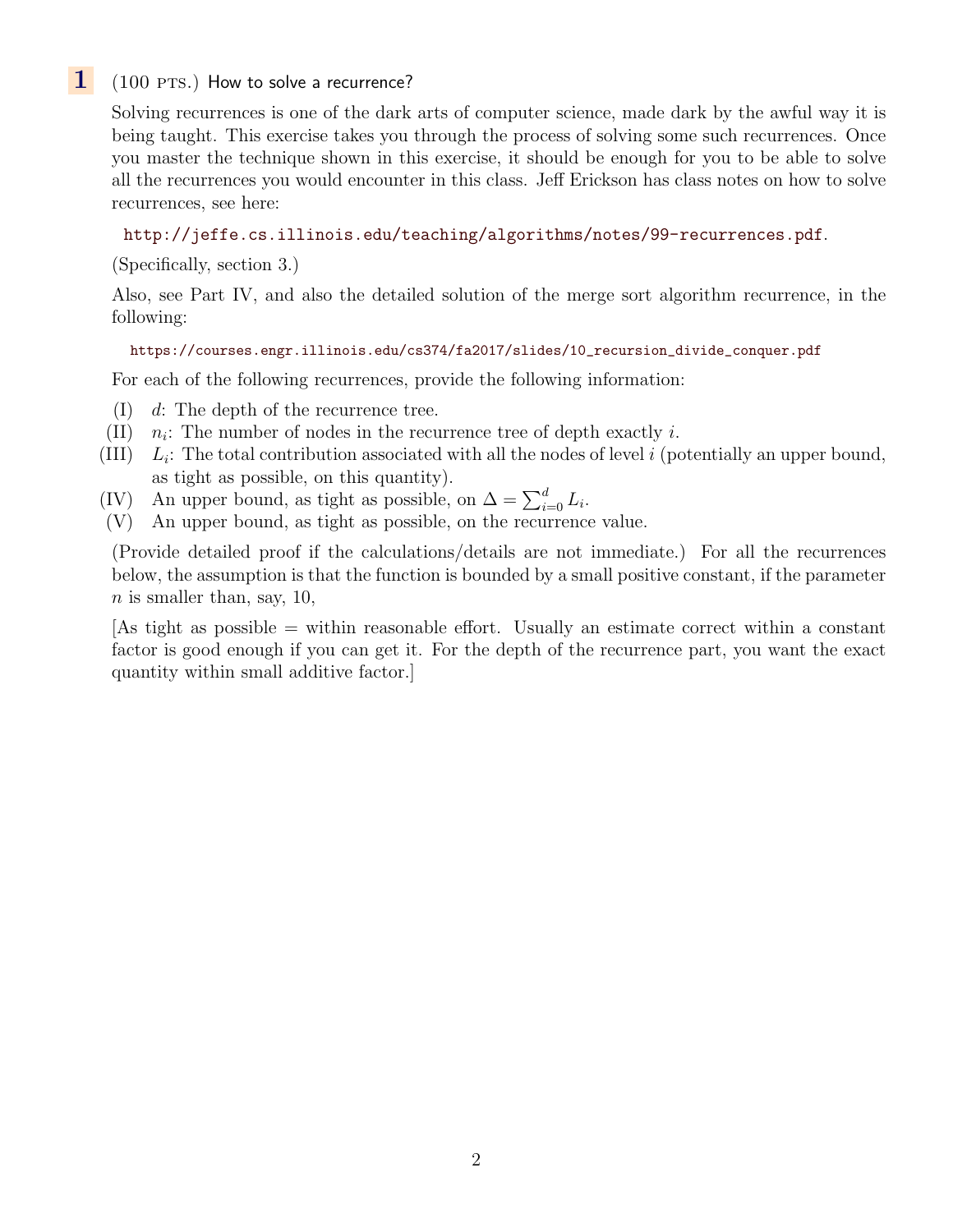**1** (100 PTS.) How to solve a recurrence?

Solving recurrences is one of the dark arts of computer science, made dark by the awful way it is being taught. This exercise takes you through the process of solving some such recurrences. Once you master the technique shown in this exercise, it should be enough for you to be able to solve all the recurrences you would encounter in this class. Jeff Erickson has class notes on how to solve recurrences, see here:

http://jeffe.cs.illinois.edu/teaching/algorithms/notes/99-recurrences.pdf.

(Specifically, section 3.)

Also, see Part IV, and also the detailed solution of the merge sort algorithm recurrence, in the following:

https://courses.engr.illinois.edu/cs374/fa2017/slides/10_recursion_divide_conquer.pdf

For each of the following recurrences, provide the following information:

(I) $d$: The depth of the recurrence tree.

(II) $n_i$: The number of nodes in the recurrence tree of depth exactly $i$.

(III) $L_i$: The total contribution associated with all the nodes of level $i$ (potentially an upper bound, as tight as possible, on this quantity).

(IV) An upper bound, as tight as possible, on $\Delta = \sum_{i=0}^{d} L_i$.

(V) An upper bound, as tight as possible, on the recurrence value.

(Provide detailed proof if the calculations/details are not immediate.) For all the recurrences below, the assumption is that the function is bounded by a small positive constant, if the parameter $n$ is smaller than, say, 10,

[As tight as possible = within reasonable effort. Usually an estimate correct within a constant factor is good enough if you can get it. For the depth of the recurrence part, you want the exact quantity within small additive factor.]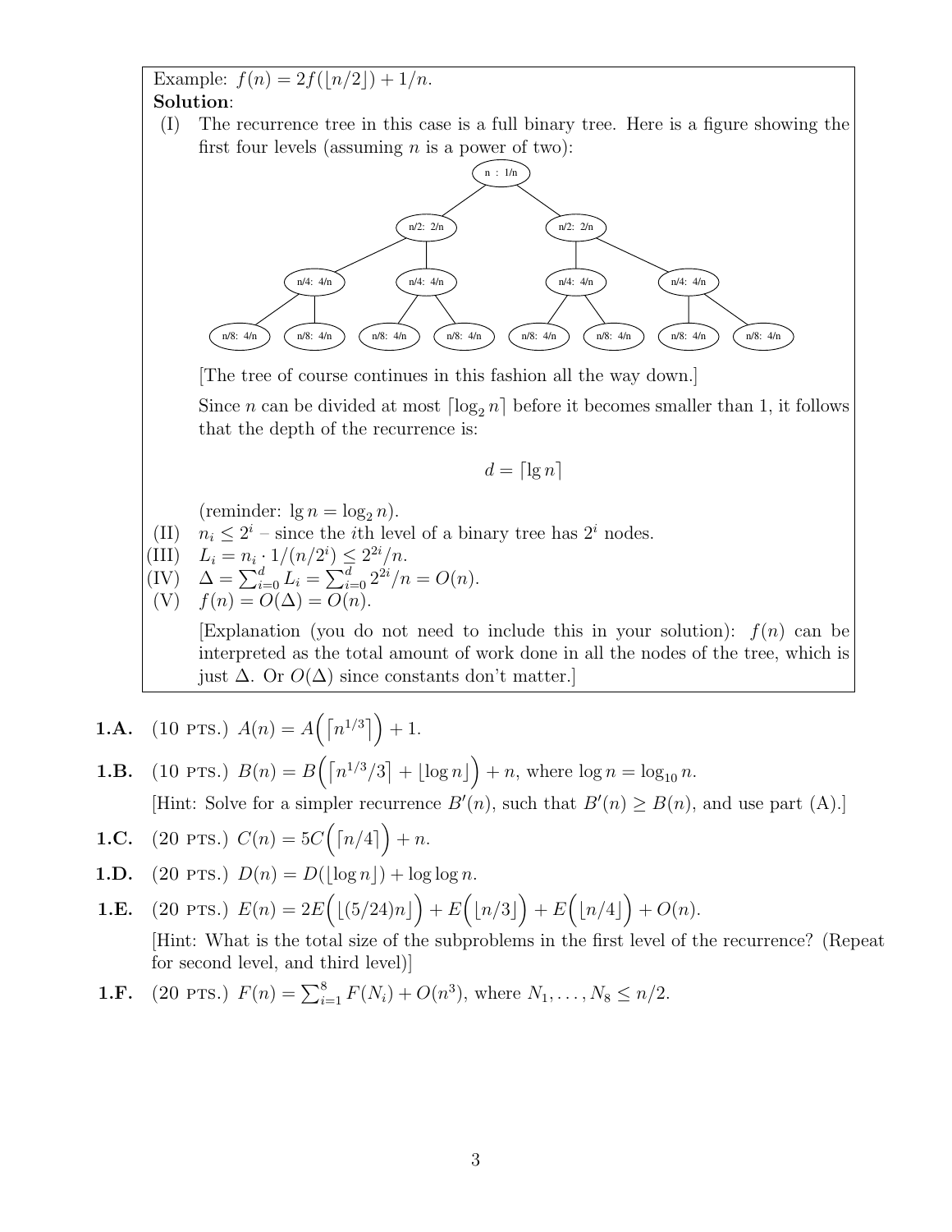Example: $f(n) = 2f(\lfloor n/2 \rfloor) + 1/n$.

**Solution**:

(I) The recurrence tree in this case is a full binary tree. Here is a figure showing the first four levels (assuming $n$ is a power of two):

```
                         n : 1/n
              /                        \
        n/2: 2/n                     n/2: 2/n
       /        \                   /        \
  n/4: 4/n    n/4: 4/n         n/4: 4/n    n/4: 4/n
   /    \      /    \           /    \      /    \
n/8: 4/n n/8: 4/n n/8: 4/n n/8: 4/n n/8: 4/n n/8: 4/n n/8: 4/n n/8: 4/n
```

[The tree of course continues in this fashion all the way down.]

Since $n$ can be divided at most $\lceil \log_2 n \rceil$ before it becomes smaller than 1, it follows that the depth of the recurrence is:

$$d = \lceil \lg n \rceil$$

(reminder: $\lg n = \log_2 n$).

(II) $n_i \le 2^i$ – since the $i$th level of a binary tree has $2^i$ nodes.

(III) $L_i = n_i \cdot 1/(n/2^i) \le 2^{2i}/n$.

(IV) $\Delta = \sum_{i=0}^{d} L_i = \sum_{i=0}^{d} 2^{2i}/n = O(n)$.

(V) $f(n) = O(\Delta) = O(n)$.

[Explanation (you do not need to include this in your solution): $f(n)$ can be interpreted as the total amount of work done in all the nodes of the tree, which is just $\Delta$. Or $O(\Delta)$ since constants don't matter.]

**1.A.** (10 PTS.) $A(n) = A\left(\lceil n^{1/3} \rceil\right) + 1$.

**1.B.** (10 PTS.) $B(n) = B\left(\lceil n^{1/3}/3 \rceil + \lfloor \log n \rfloor\right) + n$, where $\log n = \log_{10} n$.

[Hint: Solve for a simpler recurrence $B'(n)$, such that $B'(n) \ge B(n)$, and use part (A).]

**1.C.** (20 PTS.) $C(n) = 5C\left(\lceil n/4 \rceil\right) + n$.

**1.D.** (20 PTS.) $D(n) = D(\lfloor \log n \rfloor) + \log \log n$.

**1.E.** (20 PTS.) $E(n) = 2E\left(\lfloor (5/24)n \rfloor\right) + E\left(\lfloor n/3 \rfloor\right) + E\left(\lfloor n/4 \rfloor\right) + O(n)$.

[Hint: What is the total size of the subproblems in the first level of the recurrence? (Repeat for second level, and third level)]

**1.F.** (20 PTS.) $F(n) = \sum_{i=1}^{8} F(N_i) + O(n^3)$, where $N_1, \ldots, N_8 \le n/2$.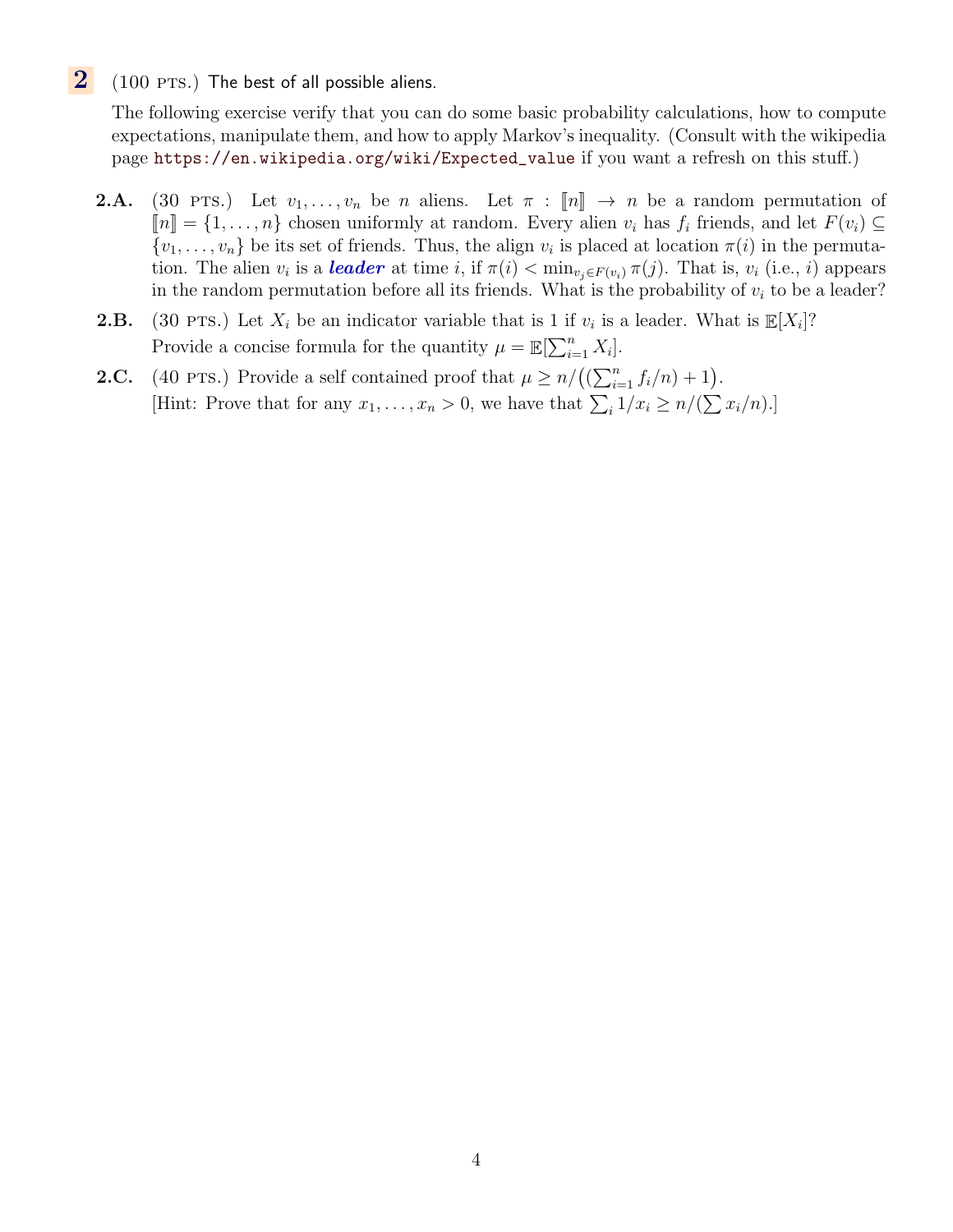## 2 (100 PTS.) The best of all possible aliens.

The following exercise verify that you can do some basic probability calculations, how to compute expectations, manipulate them, and how to apply Markov's inequality. (Consult with the wikipedia page https://en.wikipedia.org/wiki/Expected_value if you want a refresh on this stuff.)

**2.A.** (30 PTS.) Let $v_1, \ldots, v_n$ be $n$ aliens. Let $\pi : [\![n]\!] \to n$ be a random permutation of $[\![n]\!] = \{1, \ldots, n\}$ chosen uniformly at random. Every alien $v_i$ has $f_i$ friends, and let $F(v_i) \subseteq \{v_1, \ldots, v_n\}$ be its set of friends. Thus, the align $v_i$ is placed at location $\pi(i)$ in the permutation. The alien $v_i$ is a ***leader*** at time $i$, if $\pi(i) < \min_{v_j \in F(v_i)} \pi(j)$. That is, $v_i$ (i.e., $i$) appears in the random permutation before all its friends. What is the probability of $v_i$ to be a leader?

**2.B.** (30 PTS.) Let $X_i$ be an indicator variable that is 1 if $v_i$ is a leader. What is $\mathbb{E}[X_i]$? Provide a concise formula for the quantity $\mu = \mathbb{E}[\sum_{i=1}^n X_i]$.

**2.C.** (40 PTS.) Provide a self contained proof that $\mu \geq n / \big( (\sum_{i=1}^n f_i / n) + 1 \big)$.
[Hint: Prove that for any $x_1, \ldots, x_n > 0$, we have that $\sum_i 1/x_i \geq n / (\sum x_i / n)$.]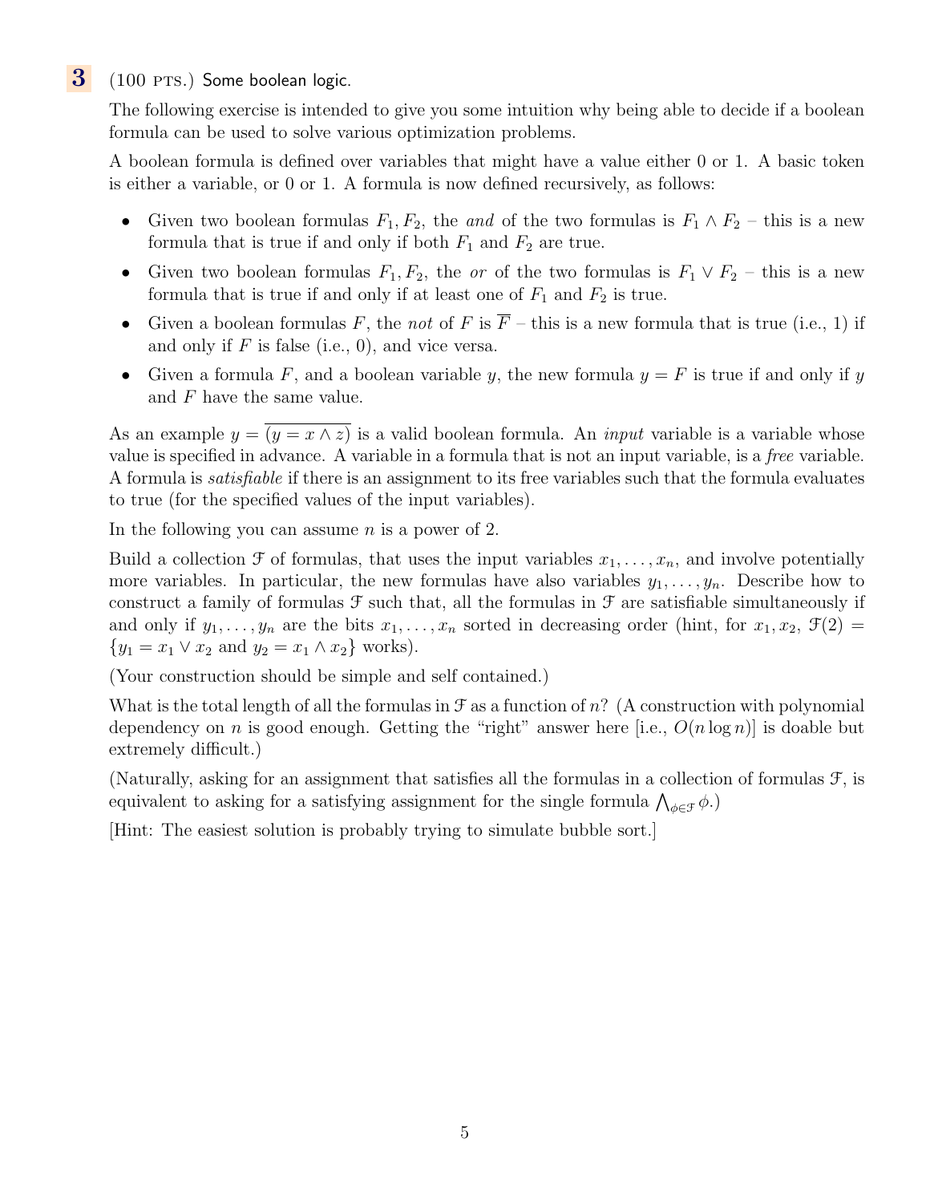**3** (100 PTS.) Some boolean logic.

The following exercise is intended to give you some intuition why being able to decide if a boolean formula can be used to solve various optimization problems.

A boolean formula is defined over variables that might have a value either 0 or 1. A basic token is either a variable, or 0 or 1. A formula is now defined recursively, as follows:

- Given two boolean formulas $F_1, F_2$, the *and* of the two formulas is $F_1 \wedge F_2$ – this is a new formula that is true if and only if both $F_1$ and $F_2$ are true.
- Given two boolean formulas $F_1, F_2$, the *or* of the two formulas is $F_1 \vee F_2$ – this is a new formula that is true if and only if at least one of $F_1$ and $F_2$ is true.
- Given a boolean formulas $F$, the *not* of $F$ is $\overline{F}$ – this is a new formula that is true (i.e., 1) if and only if $F$ is false (i.e., 0), and vice versa.
- Given a formula $F$, and a boolean variable $y$, the new formula $y = F$ is true if and only if $y$ and $F$ have the same value.

As an example $y = \overline{(y = x \wedge z)}$ is a valid boolean formula. An *input* variable is a variable whose value is specified in advance. A variable in a formula that is not an input variable, is a *free* variable. A formula is *satisfiable* if there is an assignment to its free variables such that the formula evaluates to true (for the specified values of the input variables).

In the following you can assume $n$ is a power of 2.

Build a collection $\mathcal{F}$ of formulas, that uses the input variables $x_1, \ldots, x_n$, and involve potentially more variables. In particular, the new formulas have also variables $y_1, \ldots, y_n$. Describe how to construct a family of formulas $\mathcal{F}$ such that, all the formulas in $\mathcal{F}$ are satisfiable simultaneously if and only if $y_1, \ldots, y_n$ are the bits $x_1, \ldots, x_n$ sorted in decreasing order (hint, for $x_1, x_2$, $\mathcal{F}(2) = \{y_1 = x_1 \vee x_2 \text{ and } y_2 = x_1 \wedge x_2\}$ works).

(Your construction should be simple and self contained.)

What is the total length of all the formulas in $\mathcal{F}$ as a function of $n$? (A construction with polynomial dependency on $n$ is good enough. Getting the "right" answer here [i.e., $O(n \log n)$] is doable but extremely difficult.)

(Naturally, asking for an assignment that satisfies all the formulas in a collection of formulas $\mathcal{F}$, is equivalent to asking for a satisfying assignment for the single formula $\bigwedge_{\phi \in \mathcal{F}} \phi$.)

[Hint: The easiest solution is probably trying to simulate bubble sort.]